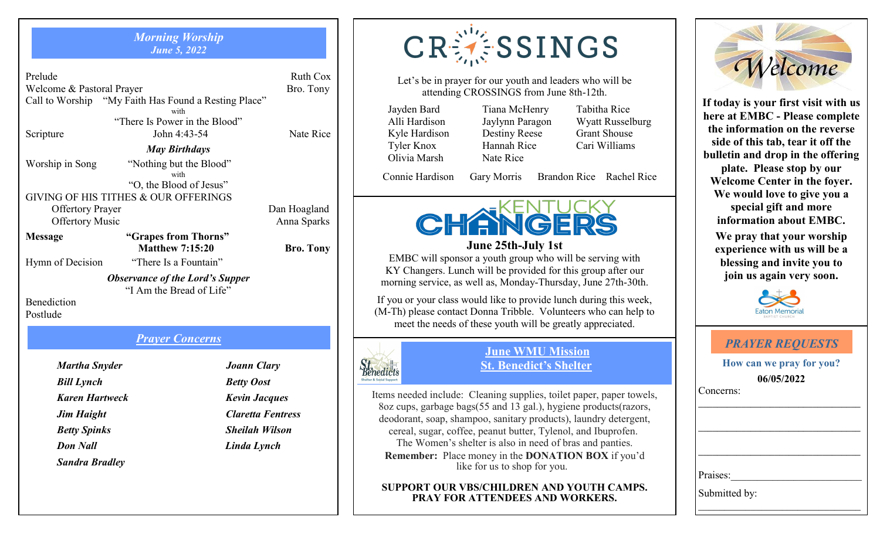## *Morning Worship*
### *June 5, 2022*

| | | |
|---|---|---|
| Prelude | | Ruth Cox |
| Welcome & Pastoral Prayer | | Bro. Tony |
| Call to Worship | "My Faith Has Found a Resting Place" with "There Is Power in the Blood" | |
| Scripture | John 4:43-54 | Nate Rice |
| | ***May Birthdays*** | |
| Worship in Song | "Nothing but the Blood" with "O, the Blood of Jesus" | |

GIVING OF HIS TITHES & OUR OFFERINGS

| | |
|---|---|
| Offertory Prayer | Dan Hoagland |
| Offertory Music | Anna Sparks |

| | | |
|---|---|---|
| **Message** | **"Grapes from Thorns"** **Matthew 7:15:20** | **Bro. Tony** |
| Hymn of Decision | "There Is a Fountain" | |

***Observance of the Lord's Supper***
"I Am the Bread of Life"

Benediction
Postlude

## *Prayer Concerns*

***Martha Snyder***
***Bill Lynch***
***Karen Hartweck***
***Jim Haight***
***Betty Spinks***
***Don Nall***
***Sandra Bradley***
***Joann Clary***
***Betty Oost***
***Kevin Jacques***
***Claretta Fentress***
***Sheilah Wilson***
***Linda Lynch***

---

# CROSSINGS

Let's be in prayer for our youth and leaders who will be attending CROSSINGS from June 8th-12th.

Jayden Bard, Alli Hardison, Kyle Hardison, Tyler Knox, Olivia Marsh, Tiana McHenry, Jaylynn Paragon, Destiny Reese, Hannah Rice, Nate Rice, Tabitha Rice, Wyatt Russelburg, Grant Shouse, Cari Williams

Connie Hardison, Gary Morris, Brandon Rice, Rachel Rice

---

# KENTUCKY CHANGERS

**June 25th-July 1st**

EMBC will sponsor a youth group who will be serving with KY Changers. Lunch will be provided for this group after our morning service, as well as, Monday-Thursday, June 27th-30th.

If you or your class would like to provide lunch during this week, (M-Th) please contact Donna Tribble. Volunteers who can help to meet the needs of these youth will be greatly appreciated.

---

## June WMU Mission
## St. Benedict's Shelter

Items needed include: Cleaning supplies, toilet paper, paper towels, 8oz cups, garbage bags(55 and 13 gal.), hygiene products(razors, deodorant, soap, shampoo, sanitary products), laundry detergent, cereal, sugar, coffee, peanut butter, Tylenol, and Ibuprofen. The Women's shelter is also in need of bras and panties.

**Remember:** Place money in the **DONATION BOX** if you'd like for us to shop for you.

**SUPPORT OUR VBS/CHILDREN AND YOUTH CAMPS. PRAY FOR ATTENDEES AND WORKERS.**

---

# Welcome

**If today is your first visit with us here at EMBC - Please complete the information on the reverse side of this tab, tear it off the bulletin and drop in the offering plate. Please stop by our Welcome Center in the foyer. We would love to give you a special gift and more information about EMBC.**

**We pray that your worship experience with us will be a blessing and invite you to join us again very soon.**

Eaton Memorial Baptist Church

---

## *PRAYER REQUESTS*

**How can we pray for you?**

**06/05/2022**

Concerns: ______________________________

______________________________

______________________________

Praises: ______________________________

Submitted by: ______________________________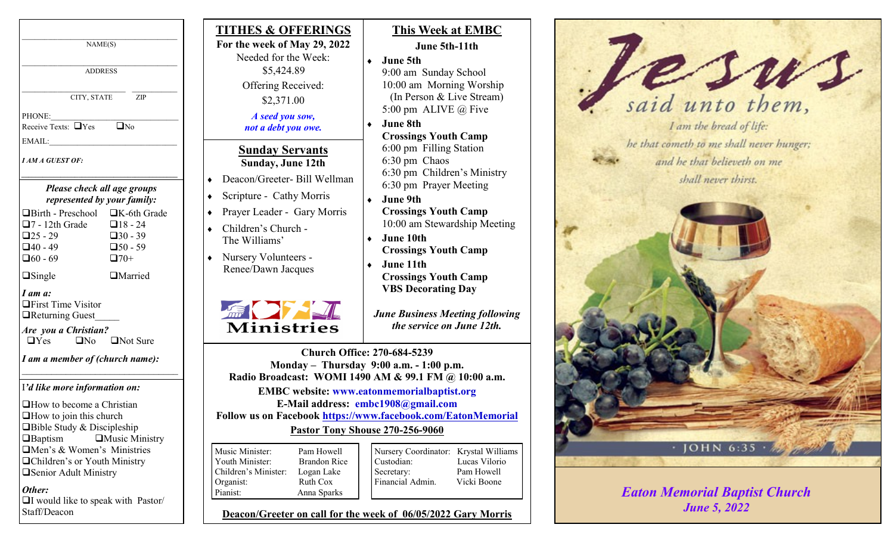NAME(S)

ADDRESS

CITY, STATE ZIP

PHONE:

Receive Texts: ❑Yes ❑No

EMAIL:

*I AM A GUEST OF:*

*Please check all age groups represented by your family:*

❑Birth - Preschool ❑K-6th Grade
❑7 - 12th Grade ❑18 - 24
❑25 - 29 ❑30 - 39
❑40 - 49 ❑50 - 59
❑60 - 69 ❑70+

❑Single ❑Married

*I am a:*
❑First Time Visitor
❑Returning Guest_____

*Are you a Christian?*
❑Yes ❑No ❑Not Sure

*I am a member of (church name):*

*I'd like more information on:*

❑How to become a Christian
❑How to join this church
❑Bible Study & Discipleship
❑Baptism ❑Music Ministry
❑Men's & Women's Ministries
❑Children's or Youth Ministry
❑Senior Adult Ministry

*Other:*
❑I would like to speak with Pastor/Staff/Deacon

## TITHES & OFFERINGS

**For the week of May 29, 2022**

Needed for the Week:
$5,424.89

Offering Received:
$2,371.00

***A seed you sow, not a debt you owe.***

## Sunday Servants

**Sunday, June 12th**

- Deacon/Greeter- Bill Wellman
- Scripture - Cathy Morris
- Prayer Leader - Gary Morris
- Children's Church - The Williams'
- Nursery Volunteers - Renee/Dawn Jacques

Ministries

## This Week at EMBC

**June 5th-11th**

- **June 5th**
  9:00 am Sunday School
  10:00 am Morning Worship (In Person & Live Stream)
  5:00 pm ALIVE @ Five
- **June 8th**
  **Crossings Youth Camp**
  6:00 pm Filling Station
  6:30 pm Chaos
  6:30 pm Children's Ministry
  6:30 pm Prayer Meeting
- **June 9th**
  **Crossings Youth Camp**
  10:00 am Stewardship Meeting
- **June 10th**
  **Crossings Youth Camp**
- **June 11th**
  **Crossings Youth Camp**
  **VBS Decorating Day**

***June Business Meeting following the service on June 12th.***

**Church Office: 270-684-5239**
**Monday – Thursday 9:00 a.m. - 1:00 p.m.**
**Radio Broadcast: WOMI 1490 AM & 99.1 FM @ 10:00 a.m.**
**EMBC website: www.eatonmemorialbaptist.org**
**E-Mail address: embc1908@gmail.com**
**Follow us on Facebook https://www.facebook.com/EatonMemorial**
**Pastor Tony Shouse 270-256-9060**

| | | | |
|---|---|---|---|
| Music Minister: | Pam Howell | Nursery Coordinator: | Krystal Williams |
| Youth Minister: | Brandon Rice | Custodian: | Lucas Vilorio |
| Children's Minister: | Logan Lake | Secretary: | Pam Howell |
| Organist: | Ruth Cox | Financial Admin. | Vicki Boone |
| Pianist: | Anna Sparks | | |

**Deacon/Greeter on call for the week of 06/05/2022 Gary Morris**

Jesus said unto them,
I am the bread of life:
he that cometh to me shall never hunger;
and he that believeth on me
shall never thirst.
· JOHN 6:35 ·

***Eaton Memorial Baptist Church***
***June 5, 2022***